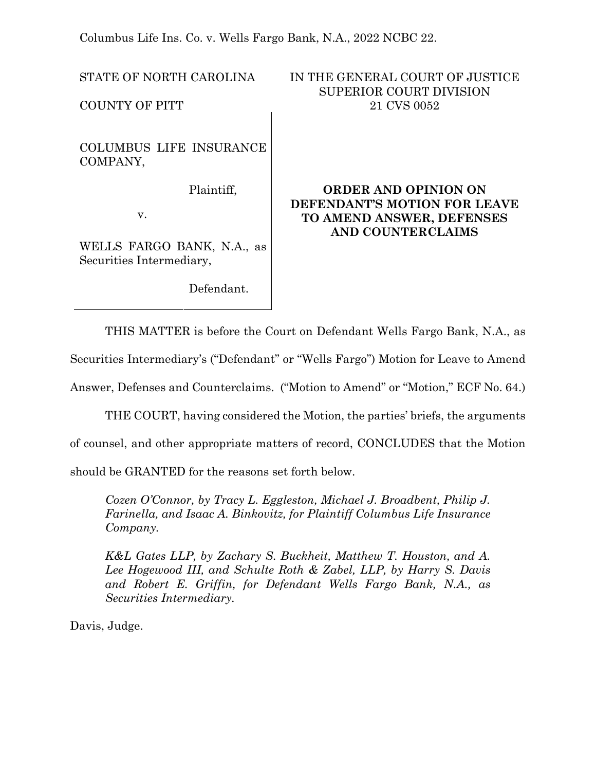Columbus Life Ins. Co. v. Wells Fargo Bank, N.A., 2022 NCBC 22.

STATE OF NORTH CAROLINA

COUNTY OF PITT

IN THE GENERAL COURT OF JUSTICE
SUPERIOR COURT DIVISION
21 CVS 0052

COLUMBUS LIFE INSURANCE COMPANY,

Plaintiff,

v.

WELLS FARGO BANK, N.A., as Securities Intermediary,

Defendant.

**ORDER AND OPINION ON DEFENDANT'S MOTION FOR LEAVE TO AMEND ANSWER, DEFENSES AND COUNTERCLAIMS**

THIS MATTER is before the Court on Defendant Wells Fargo Bank, N.A., as Securities Intermediary's ("Defendant" or "Wells Fargo") Motion for Leave to Amend Answer, Defenses and Counterclaims. ("Motion to Amend" or "Motion," ECF No. 64.)

THE COURT, having considered the Motion, the parties' briefs, the arguments of counsel, and other appropriate matters of record, CONCLUDES that the Motion should be GRANTED for the reasons set forth below.

*Cozen O'Connor, by Tracy L. Eggleston, Michael J. Broadbent, Philip J. Farinella, and Isaac A. Binkovitz, for Plaintiff Columbus Life Insurance Company.*

*K&L Gates LLP, by Zachary S. Buckheit, Matthew T. Houston, and A. Lee Hogewood III, and Schulte Roth & Zabel, LLP, by Harry S. Davis and Robert E. Griffin, for Defendant Wells Fargo Bank, N.A., as Securities Intermediary.*

Davis, Judge.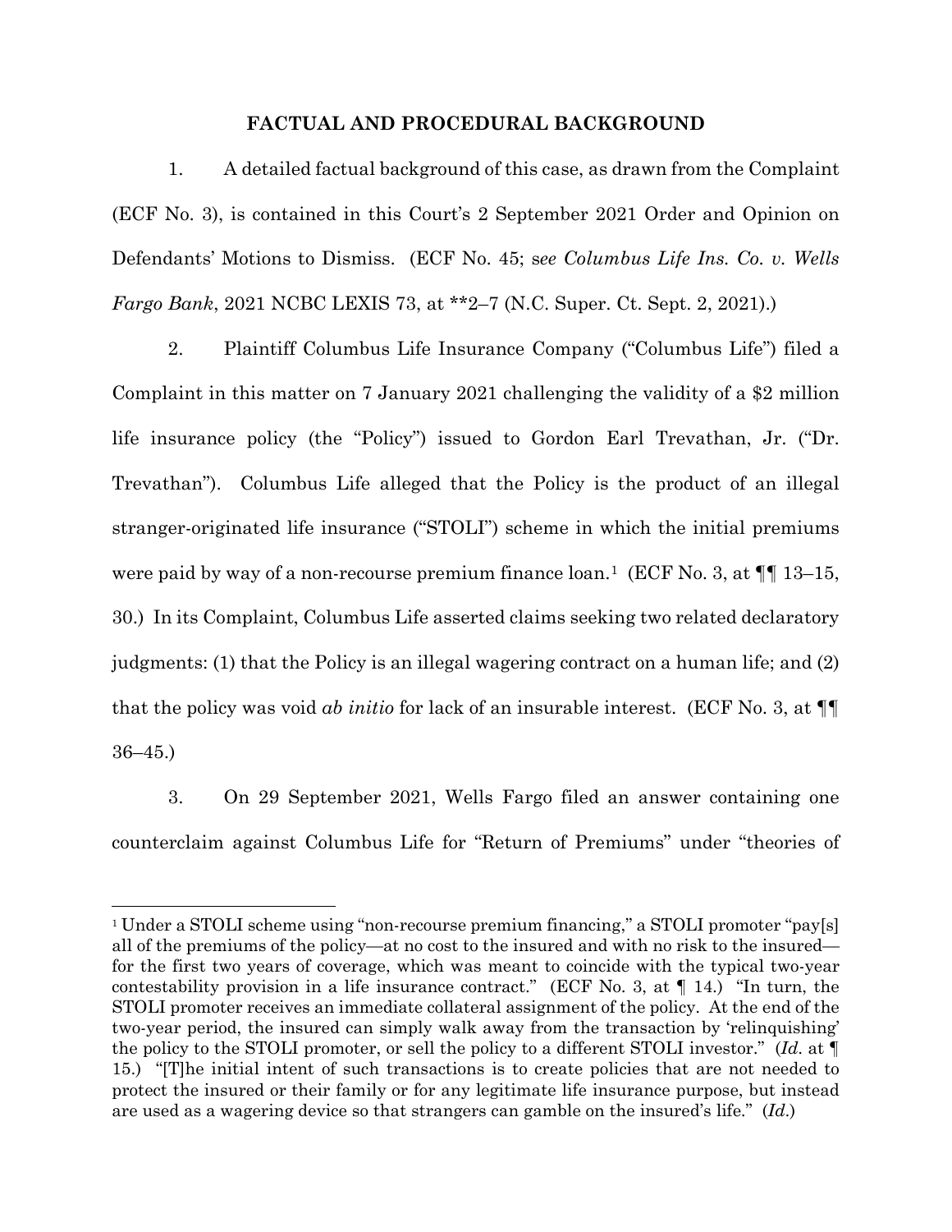## FACTUAL AND PROCEDURAL BACKGROUND

1. A detailed factual background of this case, as drawn from the Complaint (ECF No. 3), is contained in this Court's 2 September 2021 Order and Opinion on Defendants' Motions to Dismiss. (ECF No. 45; s*ee Columbus Life Ins. Co. v. Wells Fargo Bank*, 2021 NCBC LEXIS 73, at **2–7 (N.C. Super. Ct. Sept. 2, 2021).)

2. Plaintiff Columbus Life Insurance Company ("Columbus Life") filed a Complaint in this matter on 7 January 2021 challenging the validity of a $2 million life insurance policy (the "Policy") issued to Gordon Earl Trevathan, Jr. ("Dr. Trevathan"). Columbus Life alleged that the Policy is the product of an illegal stranger-originated life insurance ("STOLI") scheme in which the initial premiums were paid by way of a non-recourse premium finance loan.[1] (ECF No. 3, at ¶¶ 13–15, 30.) In its Complaint, Columbus Life asserted claims seeking two related declaratory judgments: (1) that the Policy is an illegal wagering contract on a human life; and (2) that the policy was void *ab initio* for lack of an insurable interest. (ECF No. 3, at ¶¶ 36–45.)

3. On 29 September 2021, Wells Fargo filed an answer containing one counterclaim against Columbus Life for "Return of Premiums" under "theories of

---

[1] Under a STOLI scheme using "non-recourse premium financing," a STOLI promoter "pay[s] all of the premiums of the policy—at no cost to the insured and with no risk to the insured—for the first two years of coverage, which was meant to coincide with the typical two-year contestability provision in a life insurance contract." (ECF No. 3, at ¶ 14.) "In turn, the STOLI promoter receives an immediate collateral assignment of the policy. At the end of the two-year period, the insured can simply walk away from the transaction by 'relinquishing' the policy to the STOLI promoter, or sell the policy to a different STOLI investor." (*Id.* at ¶ 15.) "[T]he initial intent of such transactions is to create policies that are not needed to protect the insured or their family or for any legitimate life insurance purpose, but instead are used as a wagering device so that strangers can gamble on the insured's life." (*Id.*)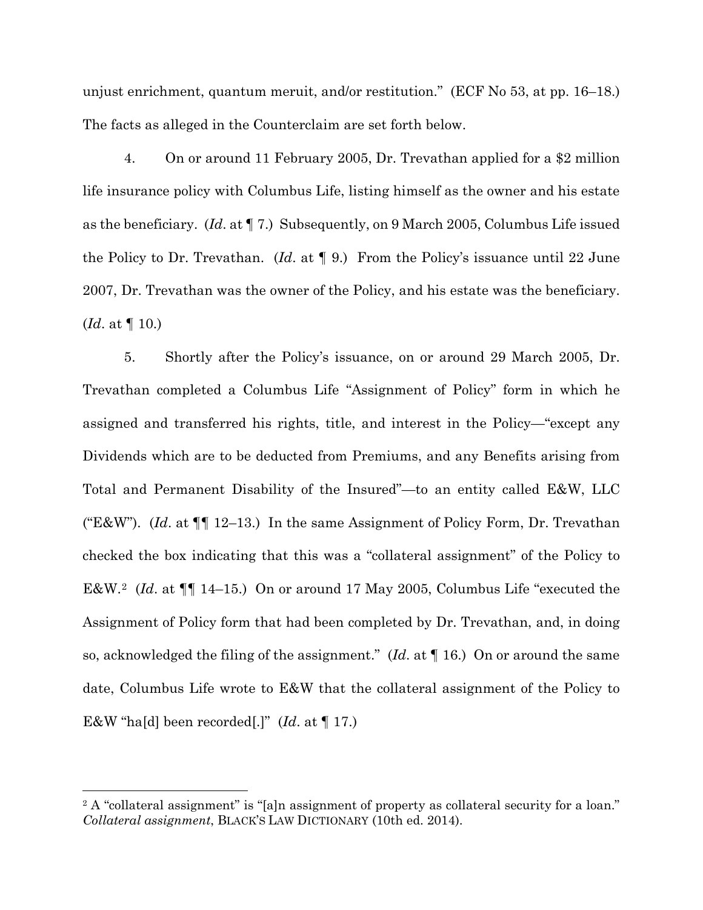unjust enrichment, quantum meruit, and/or restitution." (ECF No 53, at pp. 16–18.) The facts as alleged in the Counterclaim are set forth below.

4. On or around 11 February 2005, Dr. Trevathan applied for a $2 million life insurance policy with Columbus Life, listing himself as the owner and his estate as the beneficiary. (*Id*. at ¶ 7.) Subsequently, on 9 March 2005, Columbus Life issued the Policy to Dr. Trevathan. (*Id*. at ¶ 9.) From the Policy's issuance until 22 June 2007, Dr. Trevathan was the owner of the Policy, and his estate was the beneficiary. (*Id*. at ¶ 10.)

5. Shortly after the Policy's issuance, on or around 29 March 2005, Dr. Trevathan completed a Columbus Life "Assignment of Policy" form in which he assigned and transferred his rights, title, and interest in the Policy—"except any Dividends which are to be deducted from Premiums, and any Benefits arising from Total and Permanent Disability of the Insured"—to an entity called E&W, LLC ("E&W"). (*Id*. at ¶¶ 12–13.) In the same Assignment of Policy Form, Dr. Trevathan checked the box indicating that this was a "collateral assignment" of the Policy to E&W.[2] (*Id*. at ¶¶ 14–15.) On or around 17 May 2005, Columbus Life "executed the Assignment of Policy form that had been completed by Dr. Trevathan, and, in doing so, acknowledged the filing of the assignment." (*Id*. at ¶ 16.) On or around the same date, Columbus Life wrote to E&W that the collateral assignment of the Policy to E&W "ha[d] been recorded[.]" (*Id*. at ¶ 17.)

[2] A "collateral assignment" is "[a]n assignment of property as collateral security for a loan." *Collateral assignment*, BLACK'S LAW DICTIONARY (10th ed. 2014).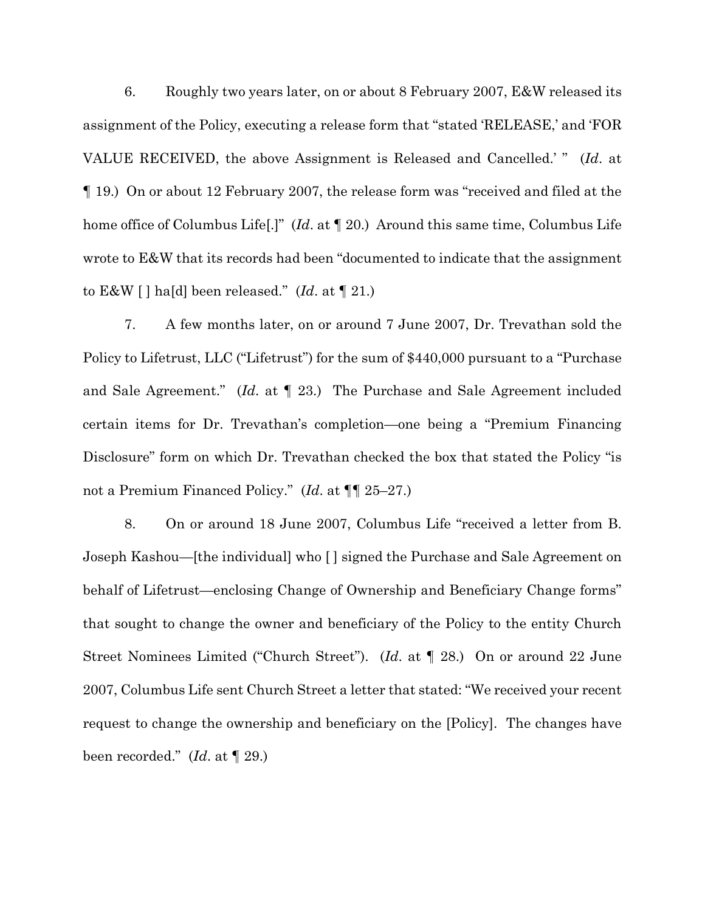6. Roughly two years later, on or about 8 February 2007, E&W released its assignment of the Policy, executing a release form that "stated 'RELEASE,' and 'FOR VALUE RECEIVED, the above Assignment is Released and Cancelled.' " (*Id*. at ¶ 19.) On or about 12 February 2007, the release form was "received and filed at the home office of Columbus Life[.]" (*Id*. at ¶ 20.) Around this same time, Columbus Life wrote to E&W that its records had been "documented to indicate that the assignment to E&W [ ] ha[d] been released." (*Id*. at ¶ 21.)

7. A few months later, on or around 7 June 2007, Dr. Trevathan sold the Policy to Lifetrust, LLC ("Lifetrust") for the sum of $440,000 pursuant to a "Purchase and Sale Agreement." (*Id*. at ¶ 23.) The Purchase and Sale Agreement included certain items for Dr. Trevathan's completion—one being a "Premium Financing Disclosure" form on which Dr. Trevathan checked the box that stated the Policy "is not a Premium Financed Policy." (*Id*. at ¶¶ 25–27.)

8. On or around 18 June 2007, Columbus Life "received a letter from B. Joseph Kashou—[the individual] who [ ] signed the Purchase and Sale Agreement on behalf of Lifetrust—enclosing Change of Ownership and Beneficiary Change forms" that sought to change the owner and beneficiary of the Policy to the entity Church Street Nominees Limited ("Church Street"). (*Id*. at ¶ 28.) On or around 22 June 2007, Columbus Life sent Church Street a letter that stated: "We received your recent request to change the ownership and beneficiary on the [Policy]. The changes have been recorded." (*Id*. at ¶ 29.)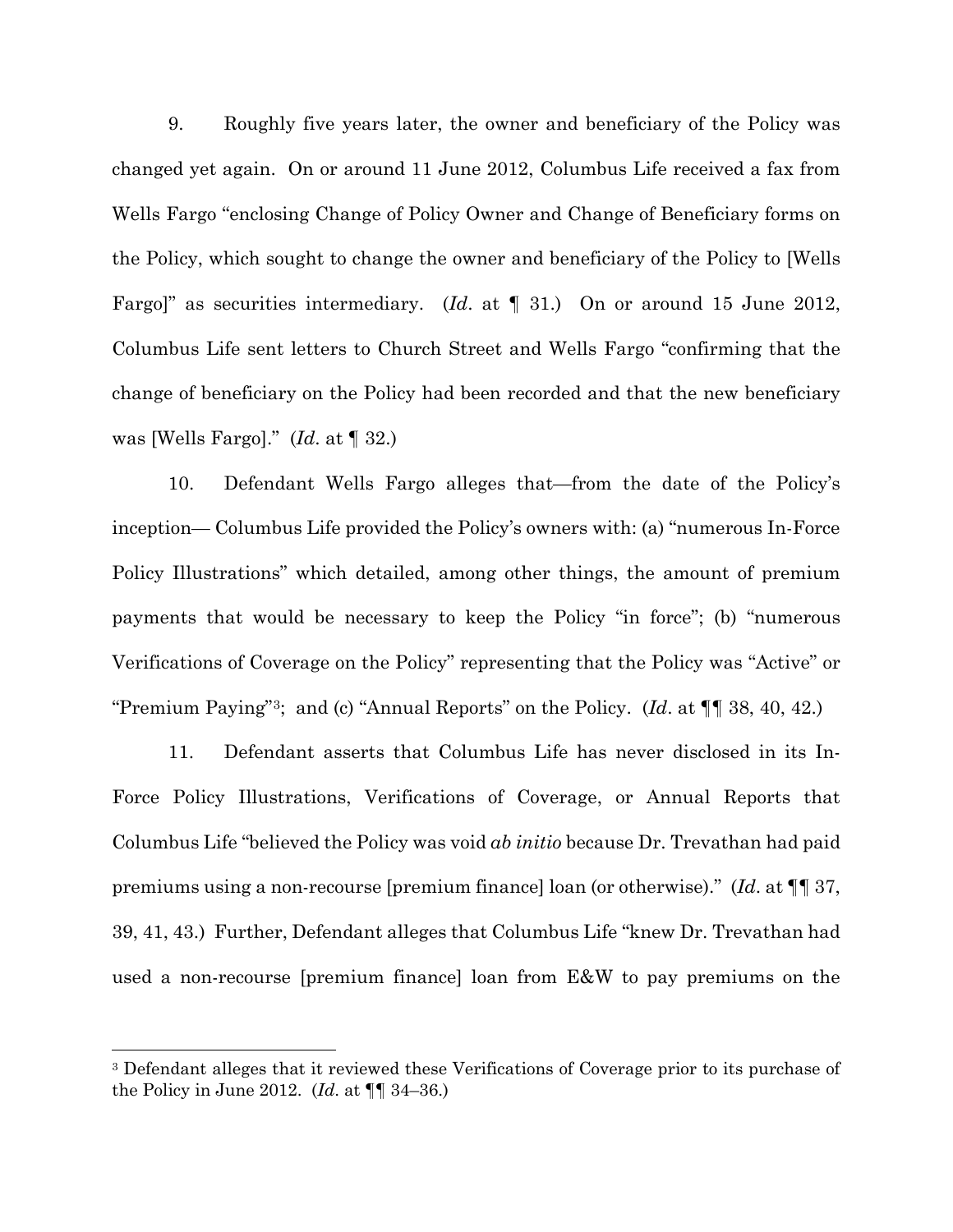9. Roughly five years later, the owner and beneficiary of the Policy was changed yet again. On or around 11 June 2012, Columbus Life received a fax from Wells Fargo "enclosing Change of Policy Owner and Change of Beneficiary forms on the Policy, which sought to change the owner and beneficiary of the Policy to [Wells Fargo]" as securities intermediary. (*Id*. at ¶ 31.) On or around 15 June 2012, Columbus Life sent letters to Church Street and Wells Fargo "confirming that the change of beneficiary on the Policy had been recorded and that the new beneficiary was [Wells Fargo]." (*Id*. at ¶ 32.)

10. Defendant Wells Fargo alleges that—from the date of the Policy's inception— Columbus Life provided the Policy's owners with: (a) "numerous In-Force Policy Illustrations" which detailed, among other things, the amount of premium payments that would be necessary to keep the Policy "in force"; (b) "numerous Verifications of Coverage on the Policy" representing that the Policy was "Active" or "Premium Paying"[3]; and (c) "Annual Reports" on the Policy. (*Id*. at ¶¶ 38, 40, 42.)

11. Defendant asserts that Columbus Life has never disclosed in its In-Force Policy Illustrations, Verifications of Coverage, or Annual Reports that Columbus Life "believed the Policy was void *ab initio* because Dr. Trevathan had paid premiums using a non-recourse [premium finance] loan (or otherwise)." (*Id*. at ¶¶ 37, 39, 41, 43.) Further, Defendant alleges that Columbus Life "knew Dr. Trevathan had used a non-recourse [premium finance] loan from E&W to pay premiums on the

[3] Defendant alleges that it reviewed these Verifications of Coverage prior to its purchase of the Policy in June 2012. (*Id*. at ¶¶ 34–36.)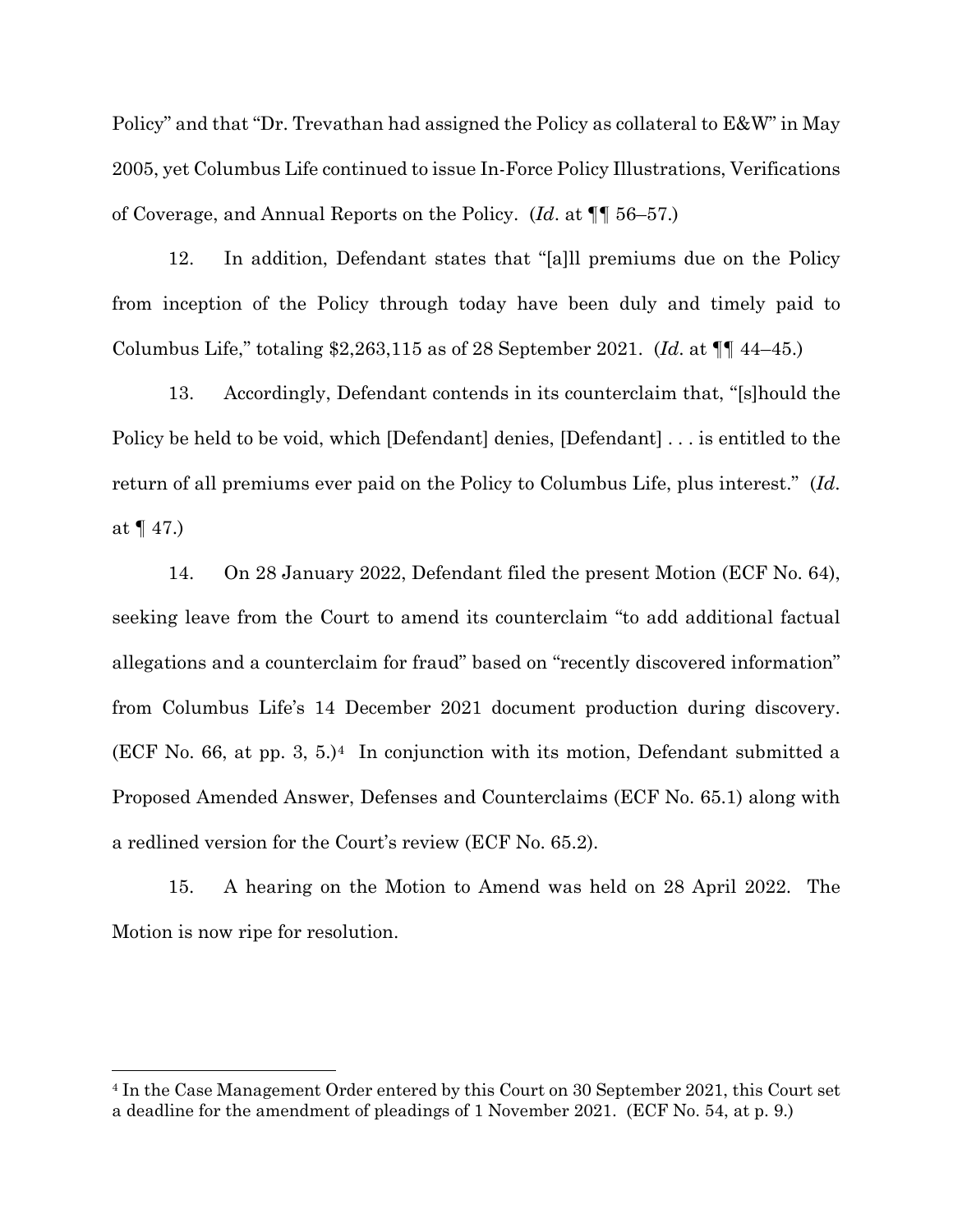Policy" and that "Dr. Trevathan had assigned the Policy as collateral to E&W" in May 2005, yet Columbus Life continued to issue In-Force Policy Illustrations, Verifications of Coverage, and Annual Reports on the Policy. (*Id*. at ¶¶ 56–57.)

12. In addition, Defendant states that "[a]ll premiums due on the Policy from inception of the Policy through today have been duly and timely paid to Columbus Life," totaling $2,263,115 as of 28 September 2021. (*Id*. at ¶¶ 44–45.)

13. Accordingly, Defendant contends in its counterclaim that, "[s]hould the Policy be held to be void, which [Defendant] denies, [Defendant] . . . is entitled to the return of all premiums ever paid on the Policy to Columbus Life, plus interest." (*Id*. at ¶ 47.)

14. On 28 January 2022, Defendant filed the present Motion (ECF No. 64), seeking leave from the Court to amend its counterclaim "to add additional factual allegations and a counterclaim for fraud" based on "recently discovered information" from Columbus Life's 14 December 2021 document production during discovery. (ECF No. 66, at pp. 3, 5.)[4] In conjunction with its motion, Defendant submitted a Proposed Amended Answer, Defenses and Counterclaims (ECF No. 65.1) along with a redlined version for the Court's review (ECF No. 65.2).

15. A hearing on the Motion to Amend was held on 28 April 2022. The Motion is now ripe for resolution.

---

[4] In the Case Management Order entered by this Court on 30 September 2021, this Court set a deadline for the amendment of pleadings of 1 November 2021. (ECF No. 54, at p. 9.)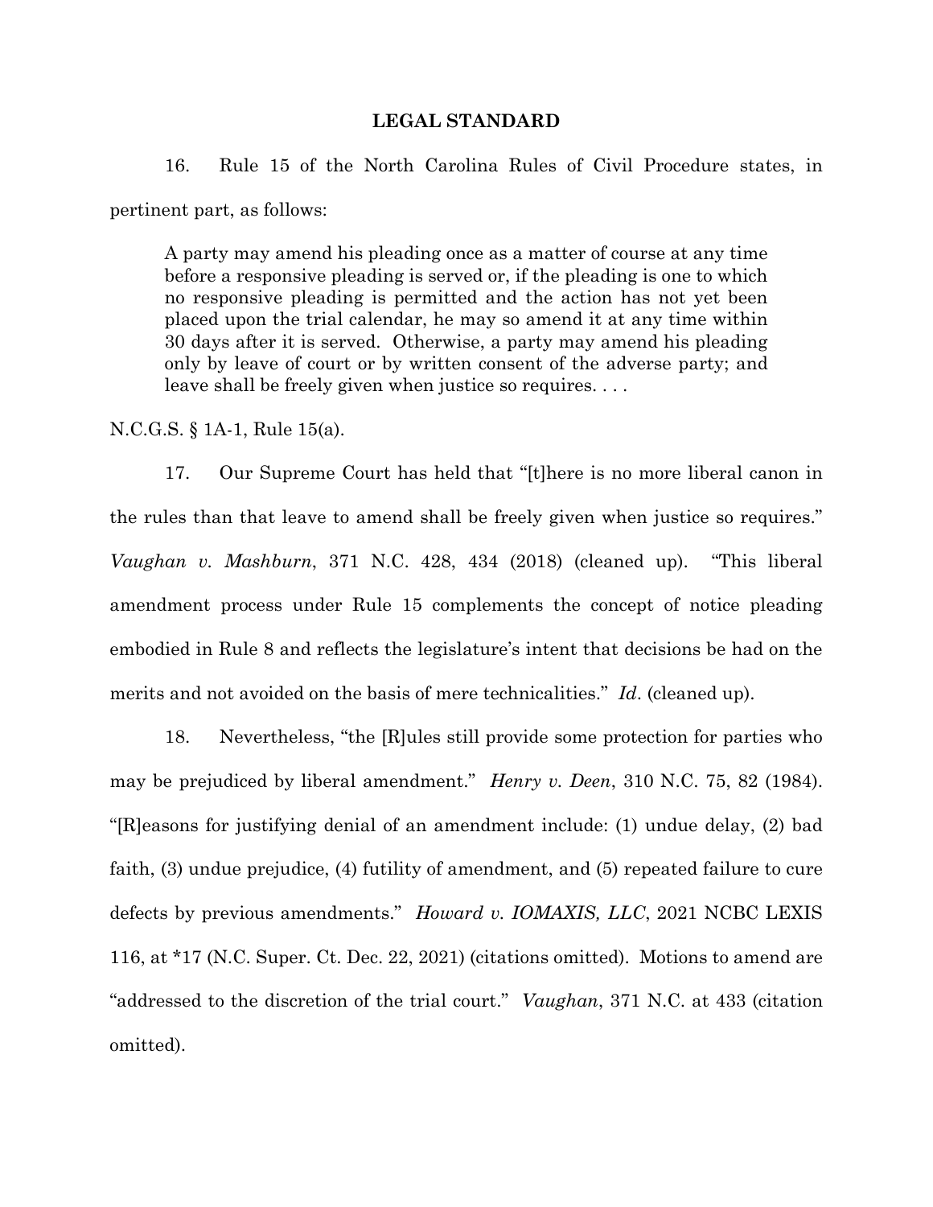## LEGAL STANDARD

16. Rule 15 of the North Carolina Rules of Civil Procedure states, in pertinent part, as follows:

> A party may amend his pleading once as a matter of course at any time before a responsive pleading is served or, if the pleading is one to which no responsive pleading is permitted and the action has not yet been placed upon the trial calendar, he may so amend it at any time within 30 days after it is served. Otherwise, a party may amend his pleading only by leave of court or by written consent of the adverse party; and leave shall be freely given when justice so requires. . . .

N.C.G.S. § 1A-1, Rule 15(a).

17. Our Supreme Court has held that "[t]here is no more liberal canon in the rules than that leave to amend shall be freely given when justice so requires." *Vaughan v. Mashburn*, 371 N.C. 428, 434 (2018) (cleaned up). "This liberal amendment process under Rule 15 complements the concept of notice pleading embodied in Rule 8 and reflects the legislature's intent that decisions be had on the merits and not avoided on the basis of mere technicalities." *Id*. (cleaned up).

18. Nevertheless, "the [R]ules still provide some protection for parties who may be prejudiced by liberal amendment." *Henry v. Deen*, 310 N.C. 75, 82 (1984). "[R]easons for justifying denial of an amendment include: (1) undue delay, (2) bad faith, (3) undue prejudice, (4) futility of amendment, and (5) repeated failure to cure defects by previous amendments." *Howard v. IOMAXIS, LLC*, 2021 NCBC LEXIS 116, at *17 (N.C. Super. Ct. Dec. 22, 2021) (citations omitted). Motions to amend are "addressed to the discretion of the trial court." *Vaughan*, 371 N.C. at 433 (citation omitted).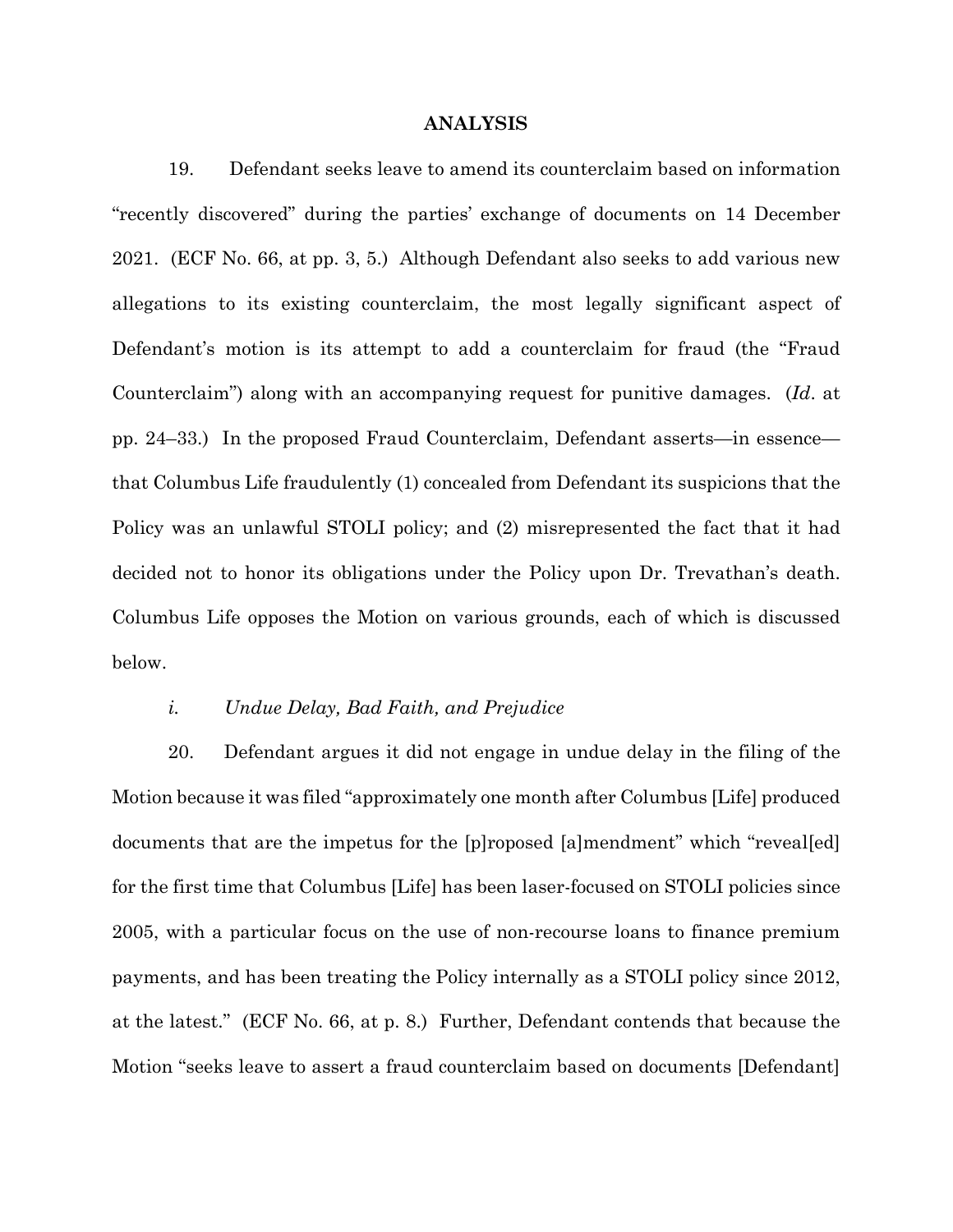## ANALYSIS

19. Defendant seeks leave to amend its counterclaim based on information "recently discovered" during the parties' exchange of documents on 14 December 2021. (ECF No. 66, at pp. 3, 5.) Although Defendant also seeks to add various new allegations to its existing counterclaim, the most legally significant aspect of Defendant's motion is its attempt to add a counterclaim for fraud (the "Fraud Counterclaim") along with an accompanying request for punitive damages. (*Id*. at pp. 24–33.) In the proposed Fraud Counterclaim, Defendant asserts—in essence—that Columbus Life fraudulently (1) concealed from Defendant its suspicions that the Policy was an unlawful STOLI policy; and (2) misrepresented the fact that it had decided not to honor its obligations under the Policy upon Dr. Trevathan's death. Columbus Life opposes the Motion on various grounds, each of which is discussed below.

### *i. Undue Delay, Bad Faith, and Prejudice*

20. Defendant argues it did not engage in undue delay in the filing of the Motion because it was filed "approximately one month after Columbus [Life] produced documents that are the impetus for the [p]roposed [a]mendment" which "reveal[ed] for the first time that Columbus [Life] has been laser-focused on STOLI policies since 2005, with a particular focus on the use of non-recourse loans to finance premium payments, and has been treating the Policy internally as a STOLI policy since 2012, at the latest." (ECF No. 66, at p. 8.) Further, Defendant contends that because the Motion "seeks leave to assert a fraud counterclaim based on documents [Defendant]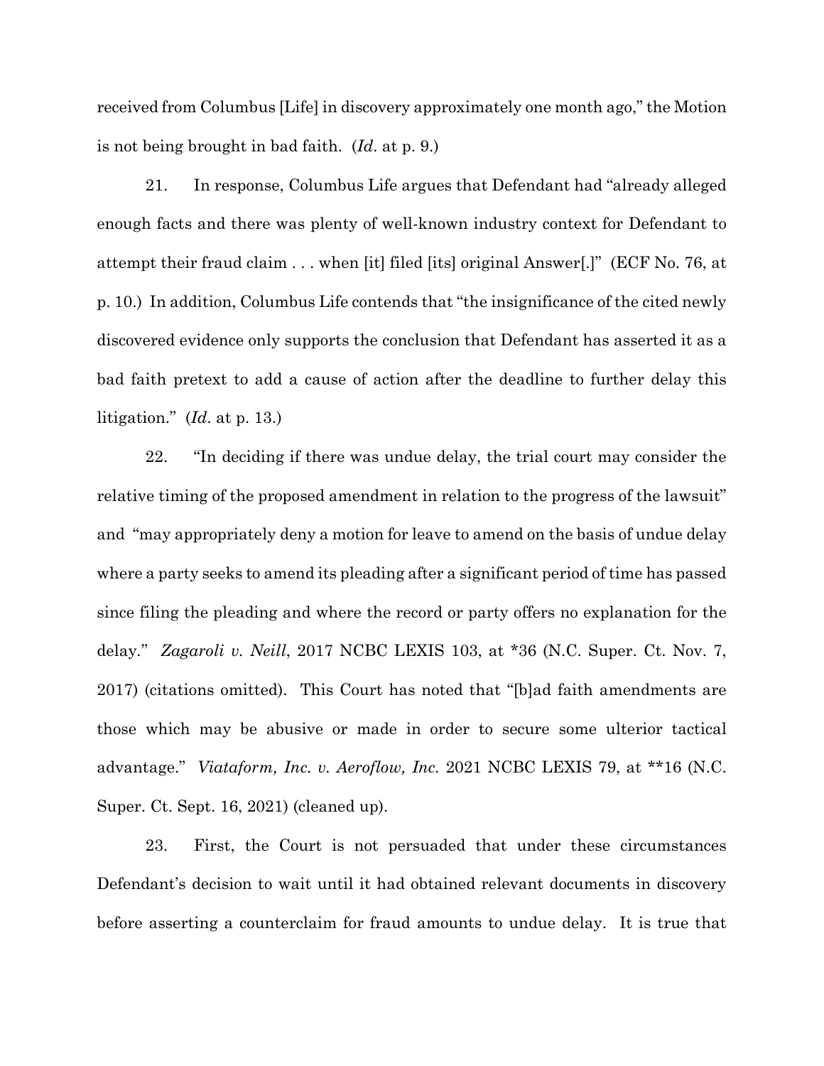received from Columbus [Life] in discovery approximately one month ago," the Motion is not being brought in bad faith. (*Id.* at p. 9.)

21. In response, Columbus Life argues that Defendant had "already alleged enough facts and there was plenty of well-known industry context for Defendant to attempt their fraud claim . . . when [it] filed [its] original Answer[.]" (ECF No. 76, at p. 10.) In addition, Columbus Life contends that "the insignificance of the cited newly discovered evidence only supports the conclusion that Defendant has asserted it as a bad faith pretext to add a cause of action after the deadline to further delay this litigation." (*Id.* at p. 13.)

22. "In deciding if there was undue delay, the trial court may consider the relative timing of the proposed amendment in relation to the progress of the lawsuit" and "may appropriately deny a motion for leave to amend on the basis of undue delay where a party seeks to amend its pleading after a significant period of time has passed since filing the pleading and where the record or party offers no explanation for the delay." *Zagaroli v. Neill*, 2017 NCBC LEXIS 103, at *36 (N.C. Super. Ct. Nov. 7, 2017) (citations omitted). This Court has noted that "[b]ad faith amendments are those which may be abusive or made in order to secure some ulterior tactical advantage." *Viataform, Inc. v. Aeroflow, Inc.* 2021 NCBC LEXIS 79, at **16 (N.C. Super. Ct. Sept. 16, 2021) (cleaned up).

23. First, the Court is not persuaded that under these circumstances Defendant's decision to wait until it had obtained relevant documents in discovery before asserting a counterclaim for fraud amounts to undue delay. It is true that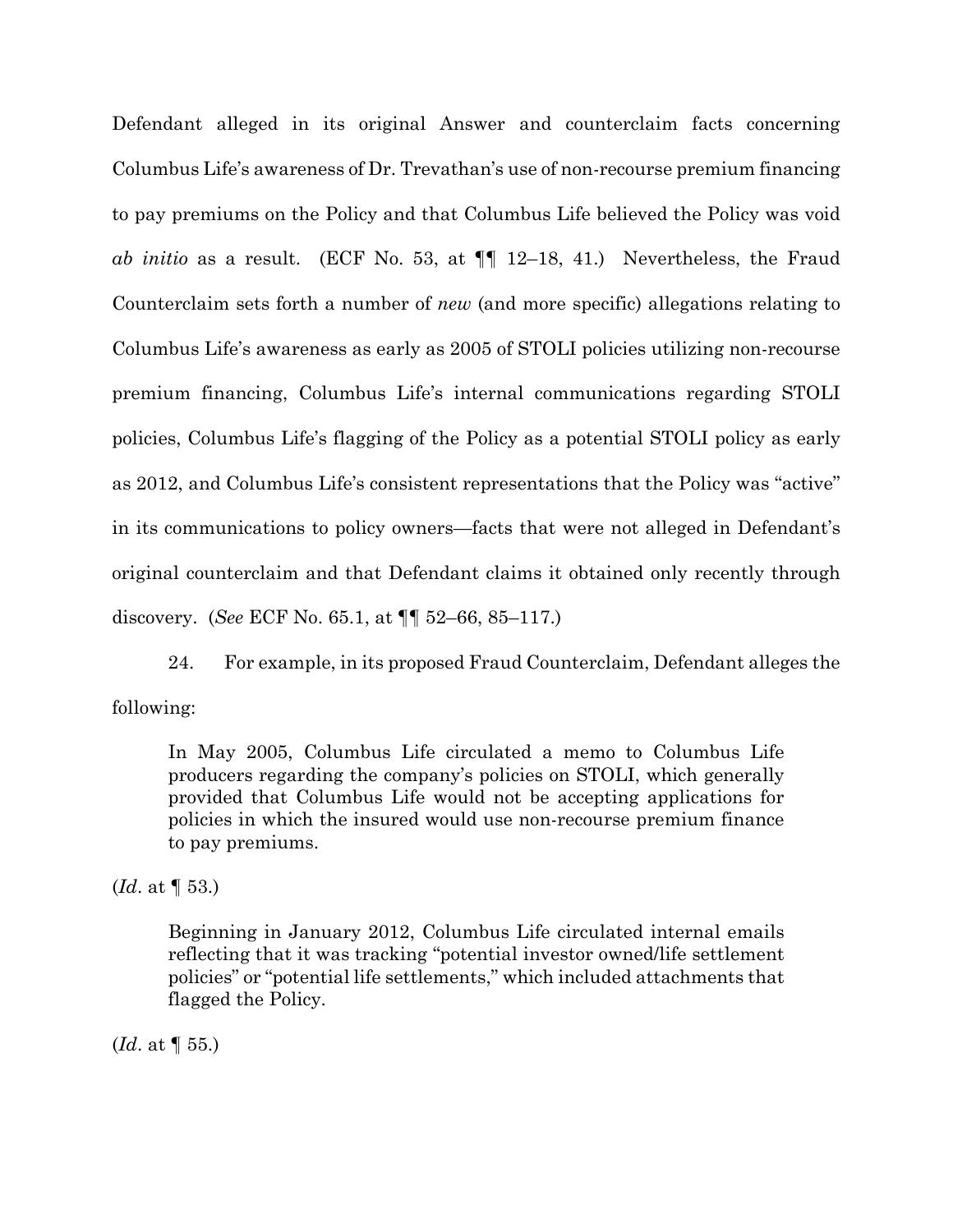Defendant alleged in its original Answer and counterclaim facts concerning Columbus Life's awareness of Dr. Trevathan's use of non-recourse premium financing to pay premiums on the Policy and that Columbus Life believed the Policy was void *ab initio* as a result. (ECF No. 53, at ¶¶ 12–18, 41.) Nevertheless, the Fraud Counterclaim sets forth a number of *new* (and more specific) allegations relating to Columbus Life's awareness as early as 2005 of STOLI policies utilizing non-recourse premium financing, Columbus Life's internal communications regarding STOLI policies, Columbus Life's flagging of the Policy as a potential STOLI policy as early as 2012, and Columbus Life's consistent representations that the Policy was "active" in its communications to policy owners—facts that were not alleged in Defendant's original counterclaim and that Defendant claims it obtained only recently through discovery. (*See* ECF No. 65.1, at ¶¶ 52–66, 85–117.)

24. For example, in its proposed Fraud Counterclaim, Defendant alleges the following:

> In May 2005, Columbus Life circulated a memo to Columbus Life producers regarding the company's policies on STOLI, which generally provided that Columbus Life would not be accepting applications for policies in which the insured would use non-recourse premium finance to pay premiums.

(*Id*. at ¶ 53.)

> Beginning in January 2012, Columbus Life circulated internal emails reflecting that it was tracking "potential investor owned/life settlement policies" or "potential life settlements," which included attachments that flagged the Policy.

(*Id*. at ¶ 55.)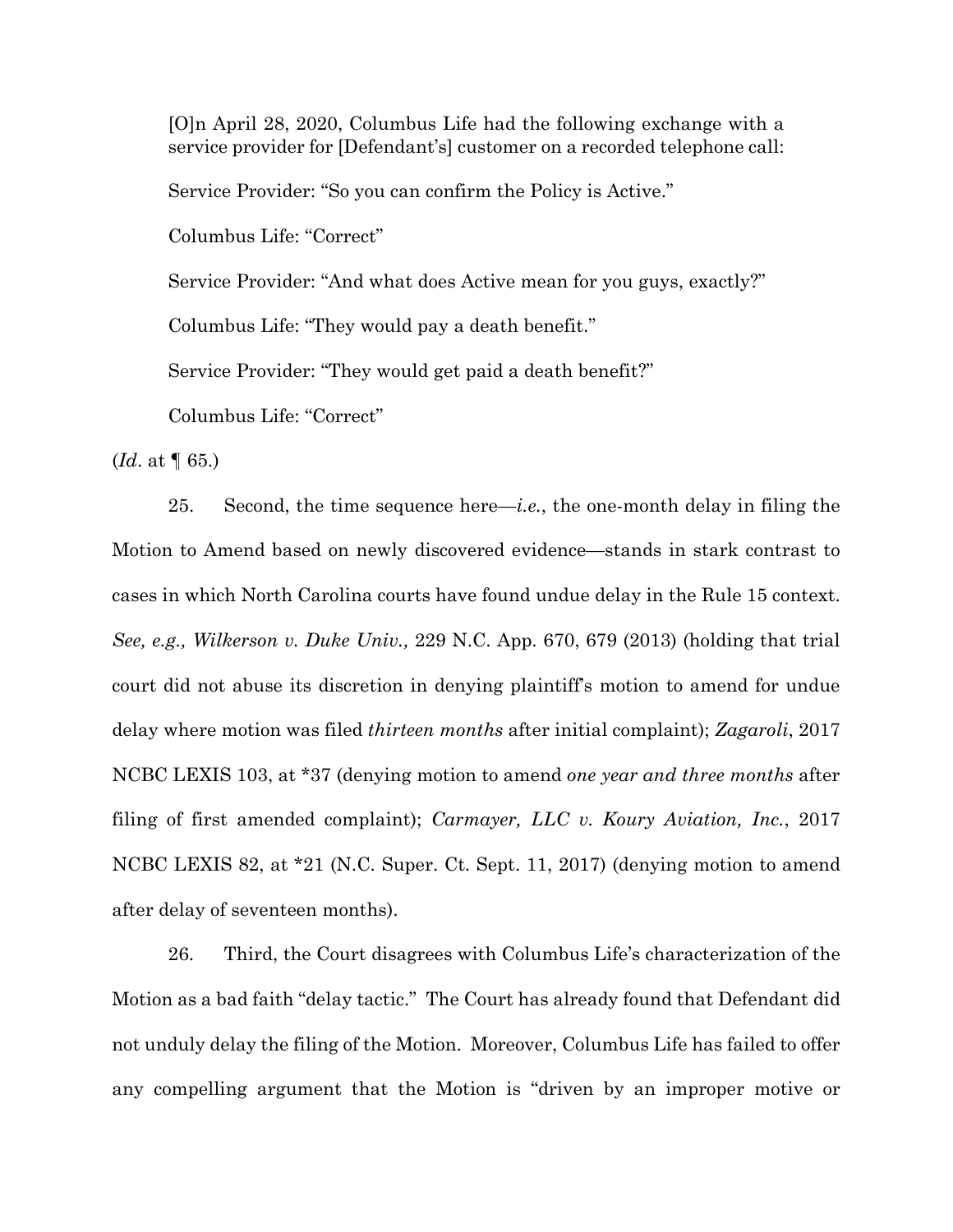> [O]n April 28, 2020, Columbus Life had the following exchange with a service provider for [Defendant's] customer on a recorded telephone call:
>
> Service Provider: "So you can confirm the Policy is Active."
>
> Columbus Life: "Correct"
>
> Service Provider: "And what does Active mean for you guys, exactly?"
>
> Columbus Life: "They would pay a death benefit."
>
> Service Provider: "They would get paid a death benefit?"
>
> Columbus Life: "Correct"

(*Id*. at ¶ 65.)

25. Second, the time sequence here—*i.e.*, the one-month delay in filing the Motion to Amend based on newly discovered evidence—stands in stark contrast to cases in which North Carolina courts have found undue delay in the Rule 15 context. *See, e.g., Wilkerson v. Duke Univ.,* 229 N.C. App. 670, 679 (2013) (holding that trial court did not abuse its discretion in denying plaintiff's motion to amend for undue delay where motion was filed *thirteen months* after initial complaint); *Zagaroli*, 2017 NCBC LEXIS 103, at *37 (denying motion to amend *one year and three months* after filing of first amended complaint); *Carmayer, LLC v. Koury Aviation, Inc.*, 2017 NCBC LEXIS 82, at *21 (N.C. Super. Ct. Sept. 11, 2017) (denying motion to amend after delay of seventeen months).

26. Third, the Court disagrees with Columbus Life's characterization of the Motion as a bad faith "delay tactic." The Court has already found that Defendant did not unduly delay the filing of the Motion. Moreover, Columbus Life has failed to offer any compelling argument that the Motion is "driven by an improper motive or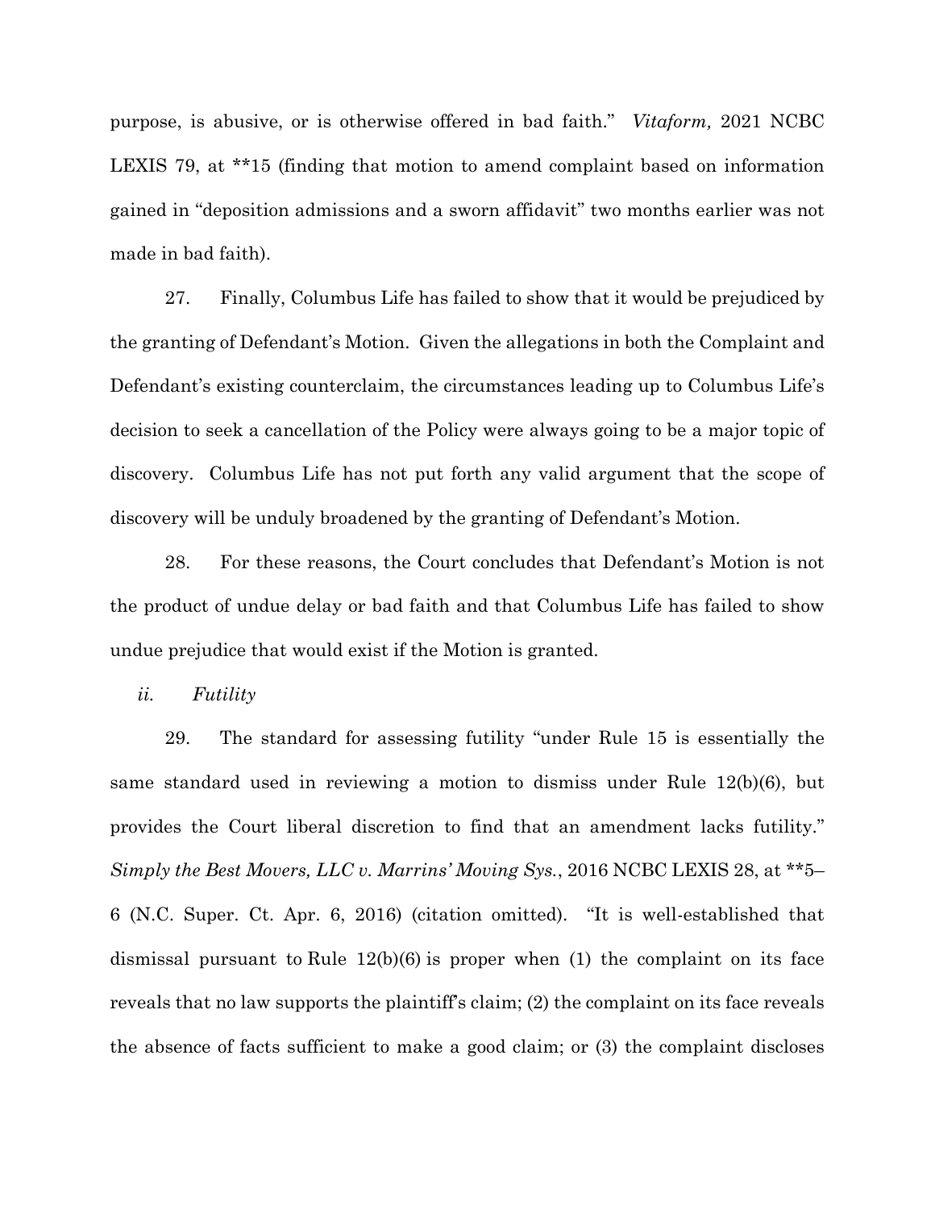purpose, is abusive, or is otherwise offered in bad faith." *Vitaform,* 2021 NCBC LEXIS 79, at **15 (finding that motion to amend complaint based on information gained in "deposition admissions and a sworn affidavit" two months earlier was not made in bad faith).

27. Finally, Columbus Life has failed to show that it would be prejudiced by the granting of Defendant's Motion. Given the allegations in both the Complaint and Defendant's existing counterclaim, the circumstances leading up to Columbus Life's decision to seek a cancellation of the Policy were always going to be a major topic of discovery. Columbus Life has not put forth any valid argument that the scope of discovery will be unduly broadened by the granting of Defendant's Motion.

28. For these reasons, the Court concludes that Defendant's Motion is not the product of undue delay or bad faith and that Columbus Life has failed to show undue prejudice that would exist if the Motion is granted.

*ii. Futility*

29. The standard for assessing futility "under Rule 15 is essentially the same standard used in reviewing a motion to dismiss under Rule 12(b)(6), but provides the Court liberal discretion to find that an amendment lacks futility." *Simply the Best Movers, LLC v. Marrins' Moving Sys.*, 2016 NCBC LEXIS 28, at **5–6 (N.C. Super. Ct. Apr. 6, 2016) (citation omitted). "It is well-established that dismissal pursuant to Rule 12(b)(6) is proper when (1) the complaint on its face reveals that no law supports the plaintiff's claim; (2) the complaint on its face reveals the absence of facts sufficient to make a good claim; or (3) the complaint discloses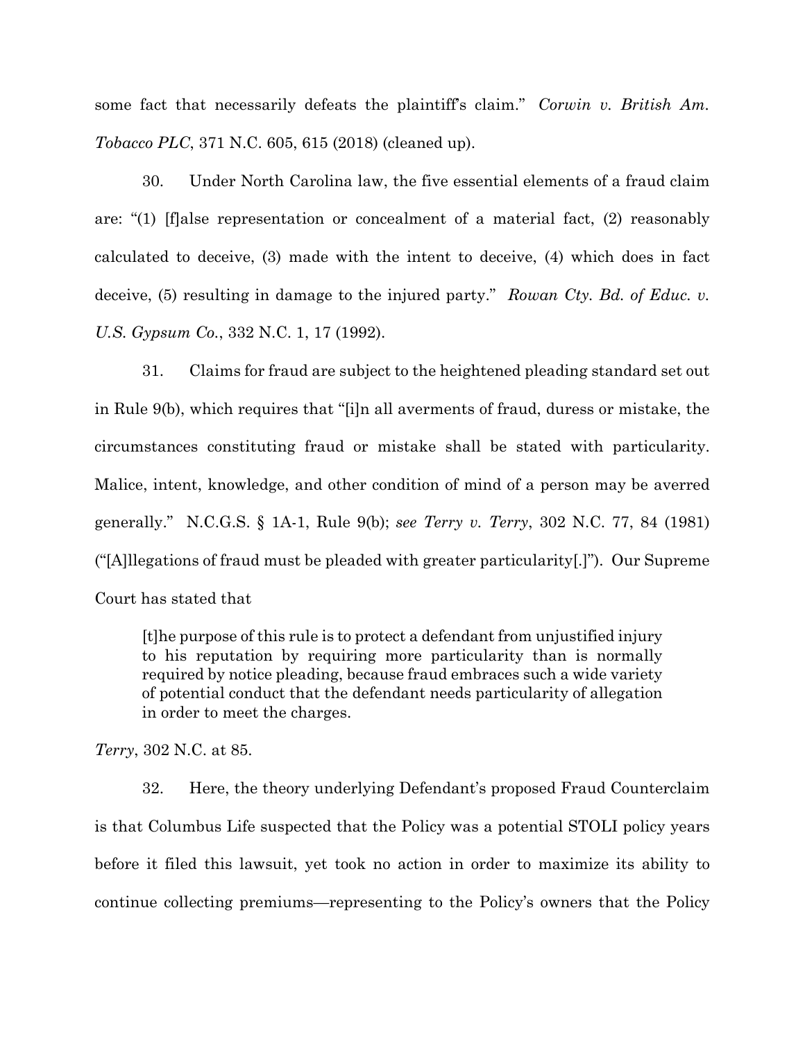some fact that necessarily defeats the plaintiff's claim." *Corwin v. British Am. Tobacco PLC*, 371 N.C. 605, 615 (2018) (cleaned up).

30. Under North Carolina law, the five essential elements of a fraud claim are: "(1) [f]alse representation or concealment of a material fact, (2) reasonably calculated to deceive, (3) made with the intent to deceive, (4) which does in fact deceive, (5) resulting in damage to the injured party." *Rowan Cty. Bd. of Educ. v. U.S. Gypsum Co.*, 332 N.C. 1, 17 (1992).

31. Claims for fraud are subject to the heightened pleading standard set out in Rule 9(b), which requires that "[i]n all averments of fraud, duress or mistake, the circumstances constituting fraud or mistake shall be stated with particularity. Malice, intent, knowledge, and other condition of mind of a person may be averred generally." N.C.G.S. § 1A-1, Rule 9(b); *see Terry v. Terry*, 302 N.C. 77, 84 (1981) ("[A]llegations of fraud must be pleaded with greater particularity[.]"). Our Supreme Court has stated that

> [t]he purpose of this rule is to protect a defendant from unjustified injury to his reputation by requiring more particularity than is normally required by notice pleading, because fraud embraces such a wide variety of potential conduct that the defendant needs particularity of allegation in order to meet the charges.

*Terry*, 302 N.C. at 85.

32. Here, the theory underlying Defendant's proposed Fraud Counterclaim is that Columbus Life suspected that the Policy was a potential STOLI policy years before it filed this lawsuit, yet took no action in order to maximize its ability to continue collecting premiums—representing to the Policy's owners that the Policy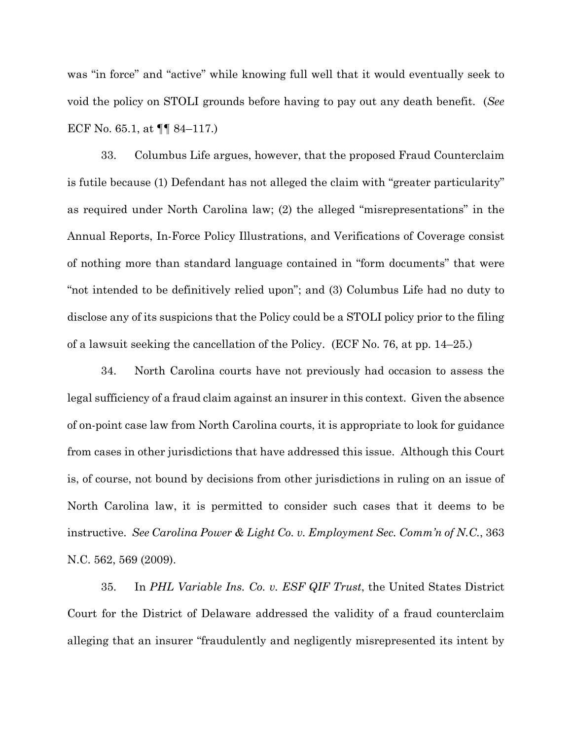was "in force" and "active" while knowing full well that it would eventually seek to void the policy on STOLI grounds before having to pay out any death benefit. (*See* ECF No. 65.1, at ¶¶ 84–117.)

33. Columbus Life argues, however, that the proposed Fraud Counterclaim is futile because (1) Defendant has not alleged the claim with "greater particularity" as required under North Carolina law; (2) the alleged "misrepresentations" in the Annual Reports, In-Force Policy Illustrations, and Verifications of Coverage consist of nothing more than standard language contained in "form documents" that were "not intended to be definitively relied upon"; and (3) Columbus Life had no duty to disclose any of its suspicions that the Policy could be a STOLI policy prior to the filing of a lawsuit seeking the cancellation of the Policy. (ECF No. 76, at pp. 14–25.)

34. North Carolina courts have not previously had occasion to assess the legal sufficiency of a fraud claim against an insurer in this context. Given the absence of on-point case law from North Carolina courts, it is appropriate to look for guidance from cases in other jurisdictions that have addressed this issue. Although this Court is, of course, not bound by decisions from other jurisdictions in ruling on an issue of North Carolina law, it is permitted to consider such cases that it deems to be instructive. *See Carolina Power & Light Co. v. Employment Sec. Comm'n of N.C.*, 363 N.C. 562, 569 (2009).

35. In *PHL Variable Ins. Co. v. ESF QIF Trust*, the United States District Court for the District of Delaware addressed the validity of a fraud counterclaim alleging that an insurer "fraudulently and negligently misrepresented its intent by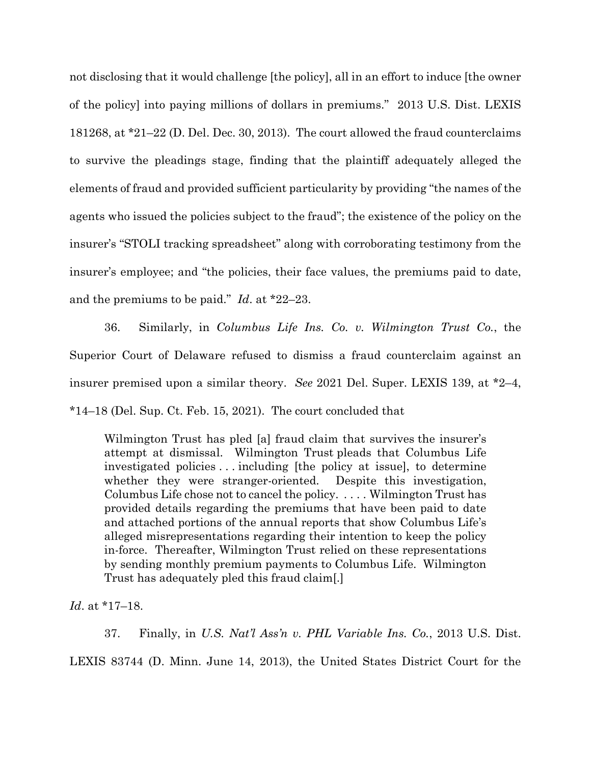not disclosing that it would challenge [the policy], all in an effort to induce [the owner of the policy] into paying millions of dollars in premiums." 2013 U.S. Dist. LEXIS 181268, at *21–22 (D. Del. Dec. 30, 2013). The court allowed the fraud counterclaims to survive the pleadings stage, finding that the plaintiff adequately alleged the elements of fraud and provided sufficient particularity by providing "the names of the agents who issued the policies subject to the fraud"; the existence of the policy on the insurer's "STOLI tracking spreadsheet" along with corroborating testimony from the insurer's employee; and "the policies, their face values, the premiums paid to date, and the premiums to be paid." *Id*. at *22–23.

36. Similarly, in *Columbus Life Ins. Co. v. Wilmington Trust Co.*, the Superior Court of Delaware refused to dismiss a fraud counterclaim against an insurer premised upon a similar theory. *See* 2021 Del. Super. LEXIS 139, at *2–4, *14–18 (Del. Sup. Ct. Feb. 15, 2021). The court concluded that

> Wilmington Trust has pled [a] fraud claim that survives the insurer's attempt at dismissal. Wilmington Trust pleads that Columbus Life investigated policies . . . including [the policy at issue], to determine whether they were stranger-oriented. Despite this investigation, Columbus Life chose not to cancel the policy. . . . . Wilmington Trust has provided details regarding the premiums that have been paid to date and attached portions of the annual reports that show Columbus Life's alleged misrepresentations regarding their intention to keep the policy in-force. Thereafter, Wilmington Trust relied on these representations by sending monthly premium payments to Columbus Life. Wilmington Trust has adequately pled this fraud claim[.]

*Id*. at *17–18.

37. Finally, in *U.S. Nat'l Ass'n v. PHL Variable Ins. Co.*, 2013 U.S. Dist. LEXIS 83744 (D. Minn. June 14, 2013), the United States District Court for the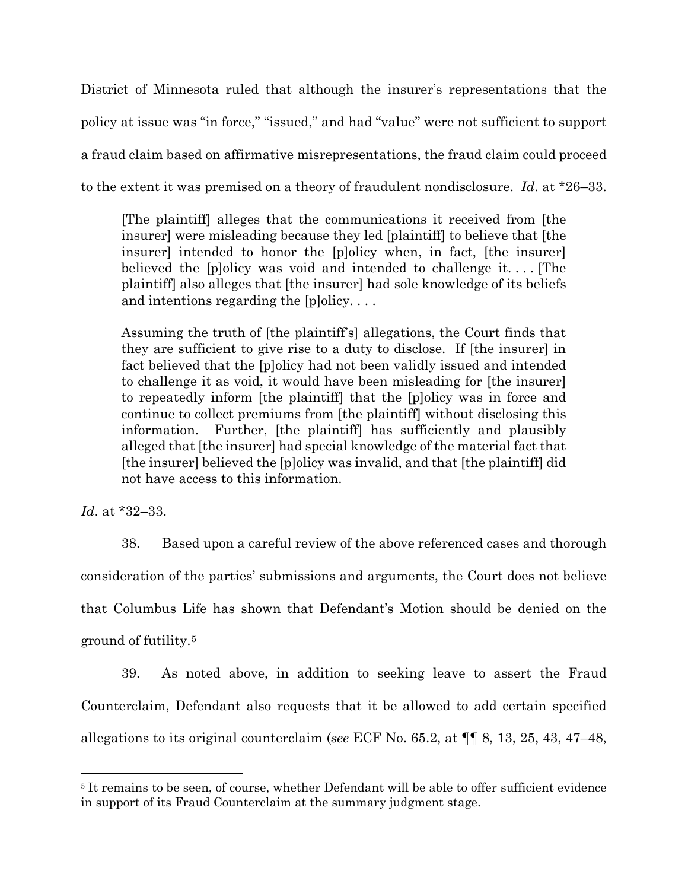District of Minnesota ruled that although the insurer's representations that the policy at issue was "in force," "issued," and had "value" were not sufficient to support a fraud claim based on affirmative misrepresentations, the fraud claim could proceed to the extent it was premised on a theory of fraudulent nondisclosure. *Id*. at *26–33.

> [The plaintiff] alleges that the communications it received from [the insurer] were misleading because they led [plaintiff] to believe that [the insurer] intended to honor the [p]olicy when, in fact, [the insurer] believed the [p]olicy was void and intended to challenge it. . . . [The plaintiff] also alleges that [the insurer] had sole knowledge of its beliefs and intentions regarding the [p]olicy. . . .
>
> Assuming the truth of [the plaintiff's] allegations, the Court finds that they are sufficient to give rise to a duty to disclose. If [the insurer] in fact believed that the [p]olicy had not been validly issued and intended to challenge it as void, it would have been misleading for [the insurer] to repeatedly inform [the plaintiff] that the [p]olicy was in force and continue to collect premiums from [the plaintiff] without disclosing this information. Further, [the plaintiff] has sufficiently and plausibly alleged that [the insurer] had special knowledge of the material fact that [the insurer] believed the [p]olicy was invalid, and that [the plaintiff] did not have access to this information.

*Id*. at *32–33.

38. Based upon a careful review of the above referenced cases and thorough consideration of the parties' submissions and arguments, the Court does not believe that Columbus Life has shown that Defendant's Motion should be denied on the ground of futility.[5]

39. As noted above, in addition to seeking leave to assert the Fraud Counterclaim, Defendant also requests that it be allowed to add certain specified allegations to its original counterclaim (*see* ECF No. 65.2, at ¶¶ 8, 13, 25, 43, 47–48,

---

[5] It remains to be seen, of course, whether Defendant will be able to offer sufficient evidence in support of its Fraud Counterclaim at the summary judgment stage.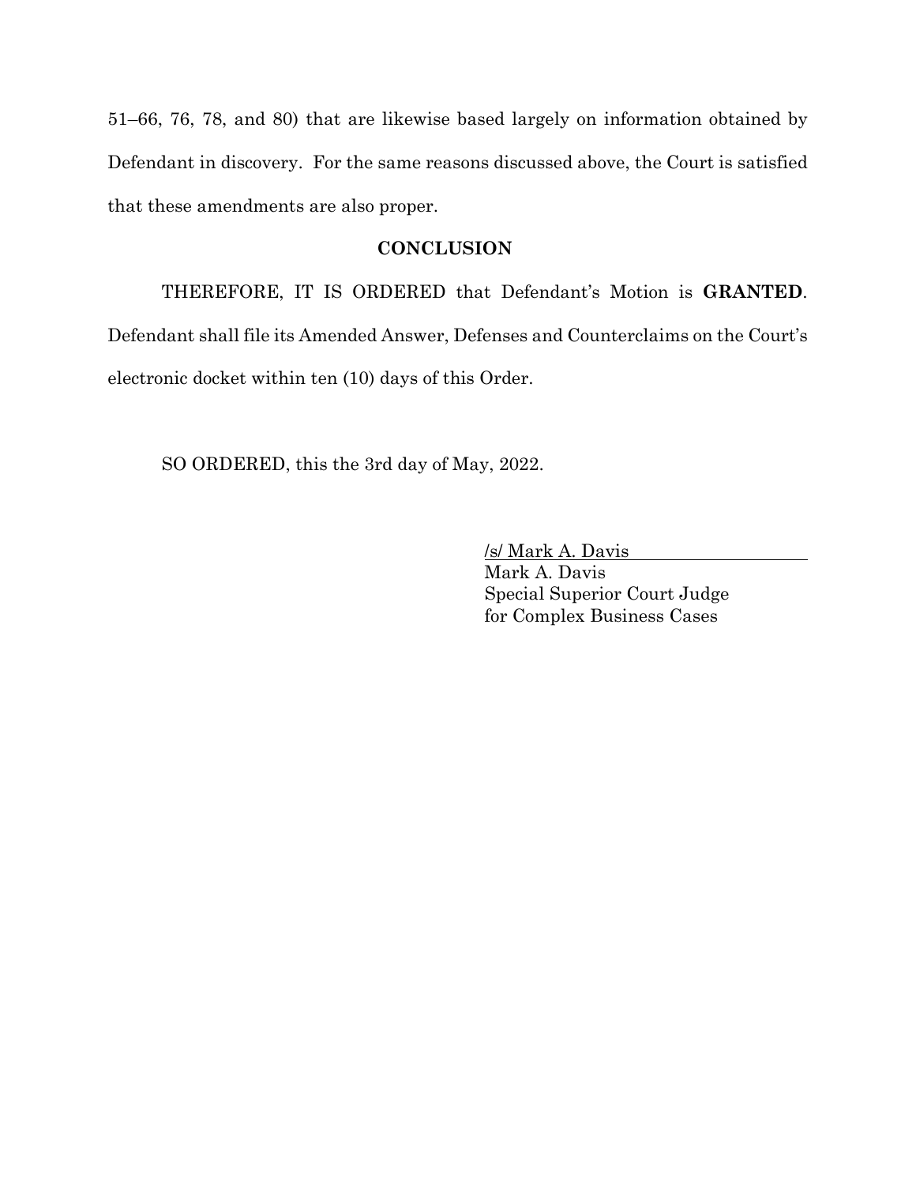51–66, 76, 78, and 80) that are likewise based largely on information obtained by Defendant in discovery. For the same reasons discussed above, the Court is satisfied that these amendments are also proper.

## CONCLUSION

THEREFORE, IT IS ORDERED that Defendant's Motion is **GRANTED**. Defendant shall file its Amended Answer, Defenses and Counterclaims on the Court's electronic docket within ten (10) days of this Order.

SO ORDERED, this the 3rd day of May, 2022.

/s/ Mark A. Davis
Mark A. Davis
Special Superior Court Judge
for Complex Business Cases